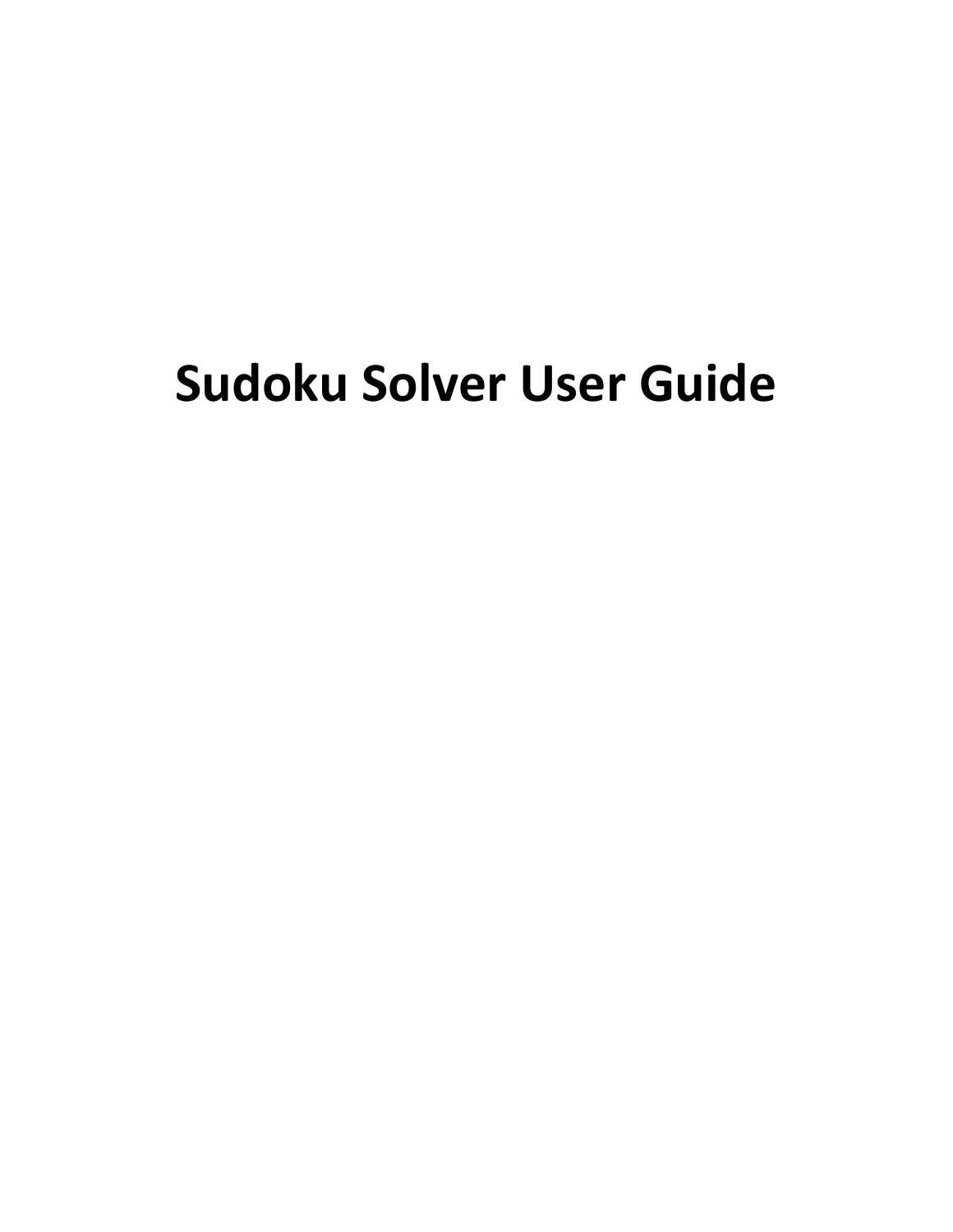# Sudoku Solver User Guide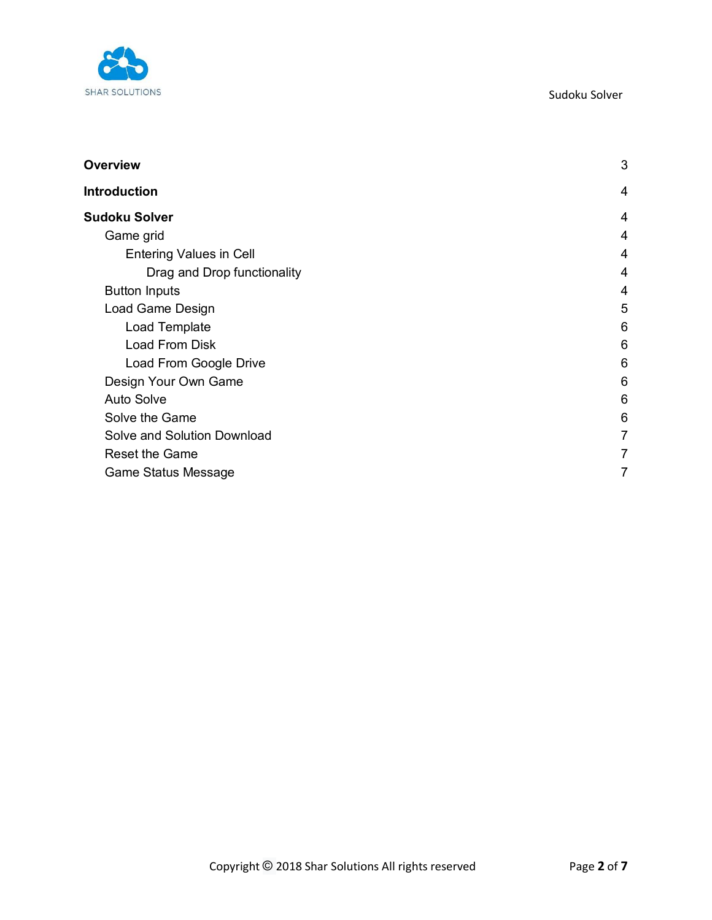| | |
|---|---|
| **Overview** | 3 |
| **Introduction** | 4 |
| **Sudoku Solver** | 4 |
| Game grid | 4 |
| Entering Values in Cell | 4 |
| Drag and Drop functionality | 4 |
| Button Inputs | 4 |
| Load Game Design | 5 |
| Load Template | 6 |
| Load From Disk | 6 |
| Load From Google Drive | 6 |
| Design Your Own Game | 6 |
| Auto Solve | 6 |
| Solve the Game | 6 |
| Solve and Solution Download | 7 |
| Reset the Game | 7 |
| Game Status Message | 7 |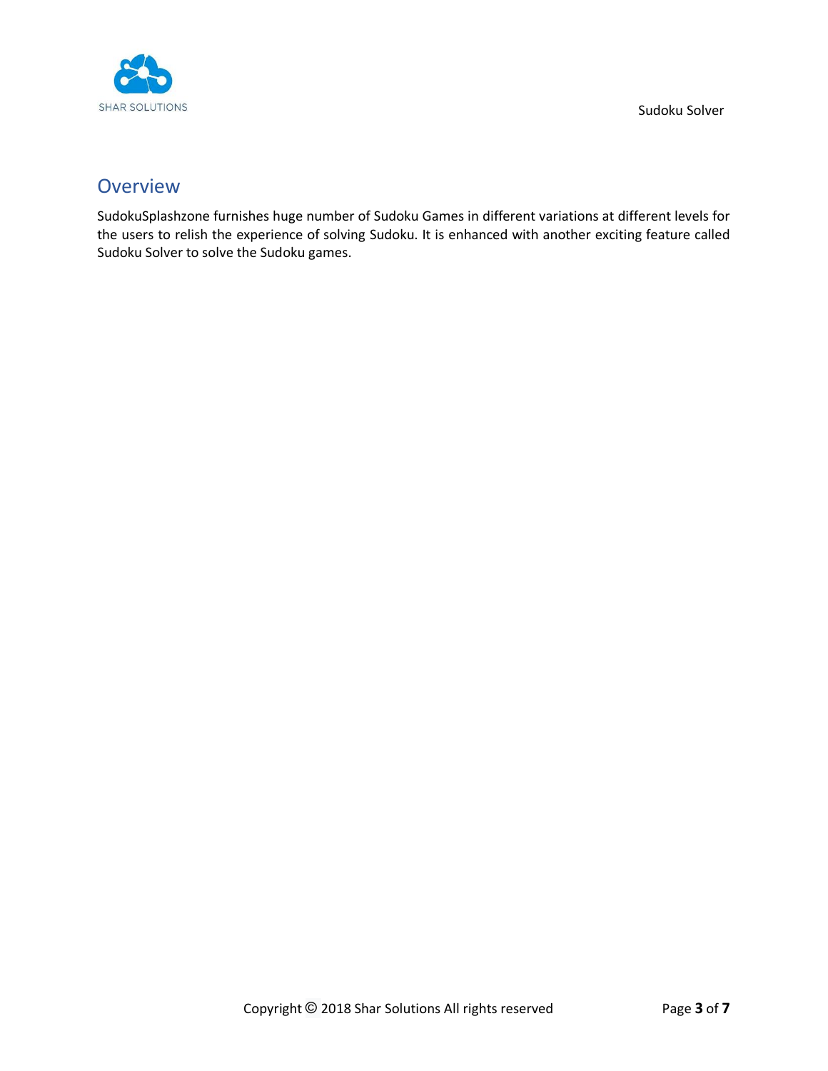## Overview

SudokuSplashzone furnishes huge number of Sudoku Games in different variations at different levels for the users to relish the experience of solving Sudoku. It is enhanced with another exciting feature called Sudoku Solver to solve the Sudoku games.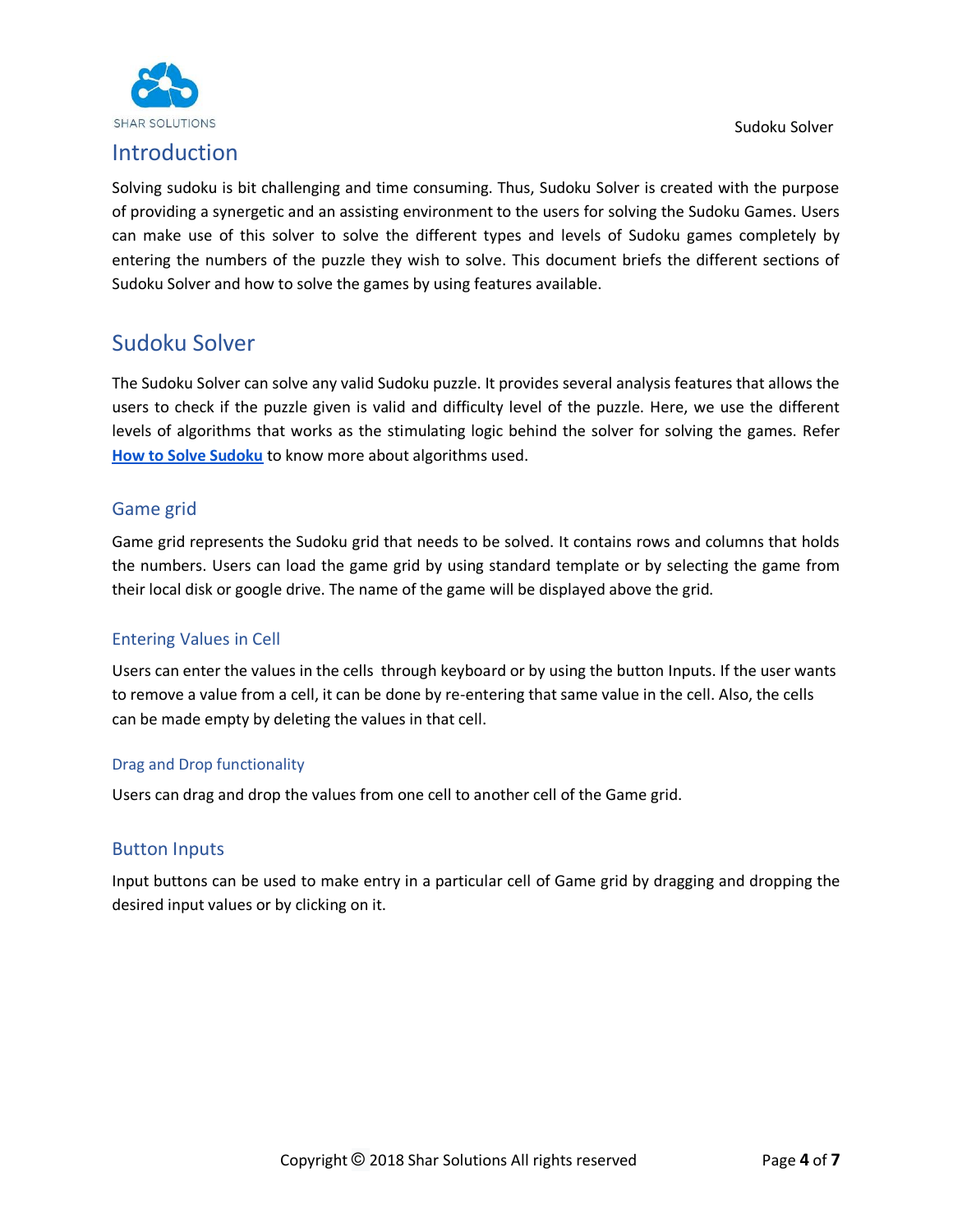# Introduction

Solving sudoku is bit challenging and time consuming. Thus, Sudoku Solver is created with the purpose of providing a synergetic and an assisting environment to the users for solving the Sudoku Games. Users can make use of this solver to solve the different types and levels of Sudoku games completely by entering the numbers of the puzzle they wish to solve. This document briefs the different sections of Sudoku Solver and how to solve the games by using features available.

# Sudoku Solver

The Sudoku Solver can solve any valid Sudoku puzzle. It provides several analysis features that allows the users to check if the puzzle given is valid and difficulty level of the puzzle. Here, we use the different levels of algorithms that works as the stimulating logic behind the solver for solving the games. Refer **How to Solve Sudoku** to know more about algorithms used.

## Game grid

Game grid represents the Sudoku grid that needs to be solved. It contains rows and columns that holds the numbers. Users can load the game grid by using standard template or by selecting the game from their local disk or google drive. The name of the game will be displayed above the grid.

## Entering Values in Cell

Users can enter the values in the cells through keyboard or by using the button Inputs. If the user wants to remove a value from a cell, it can be done by re-entering that same value in the cell. Also, the cells can be made empty by deleting the values in that cell.

### Drag and Drop functionality

Users can drag and drop the values from one cell to another cell of the Game grid.

## Button Inputs

Input buttons can be used to make entry in a particular cell of Game grid by dragging and dropping the desired input values or by clicking on it.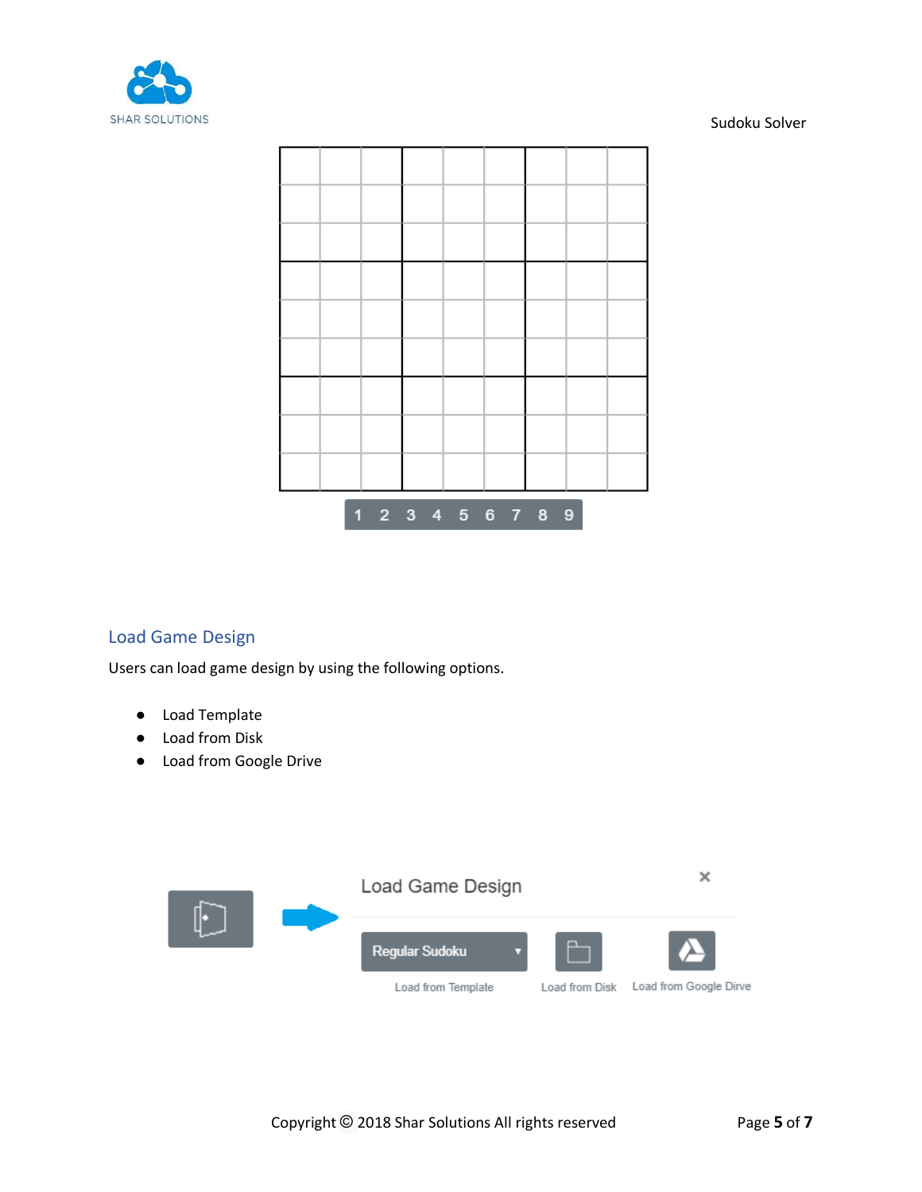## Load Game Design

Users can load game design by using the following options.

- Load Template
- Load from Disk
- Load from Google Drive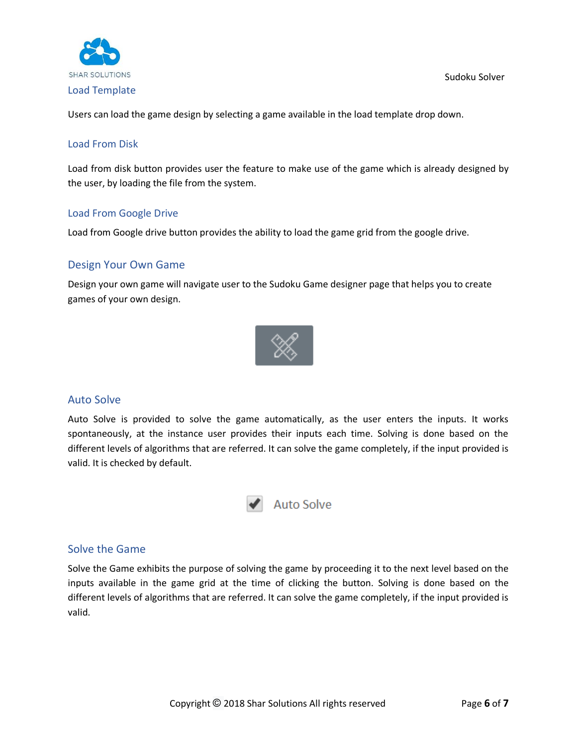## Load Template

Users can load the game design by selecting a game available in the load template drop down.

## Load From Disk

Load from disk button provides user the feature to make use of the game which is already designed by the user, by loading the file from the system.

## Load From Google Drive

Load from Google drive button provides the ability to load the game grid from the google drive.

## Design Your Own Game

Design your own game will navigate user to the Sudoku Game designer page that helps you to create games of your own design.

## Auto Solve

Auto Solve is provided to solve the game automatically, as the user enters the inputs. It works spontaneously, at the instance user provides their inputs each time. Solving is done based on the different levels of algorithms that are referred. It can solve the game completely, if the input provided is valid. It is checked by default.

## Solve the Game

Solve the Game exhibits the purpose of solving the game by proceeding it to the next level based on the inputs available in the game grid at the time of clicking the button. Solving is done based on the different levels of algorithms that are referred. It can solve the game completely, if the input provided is valid.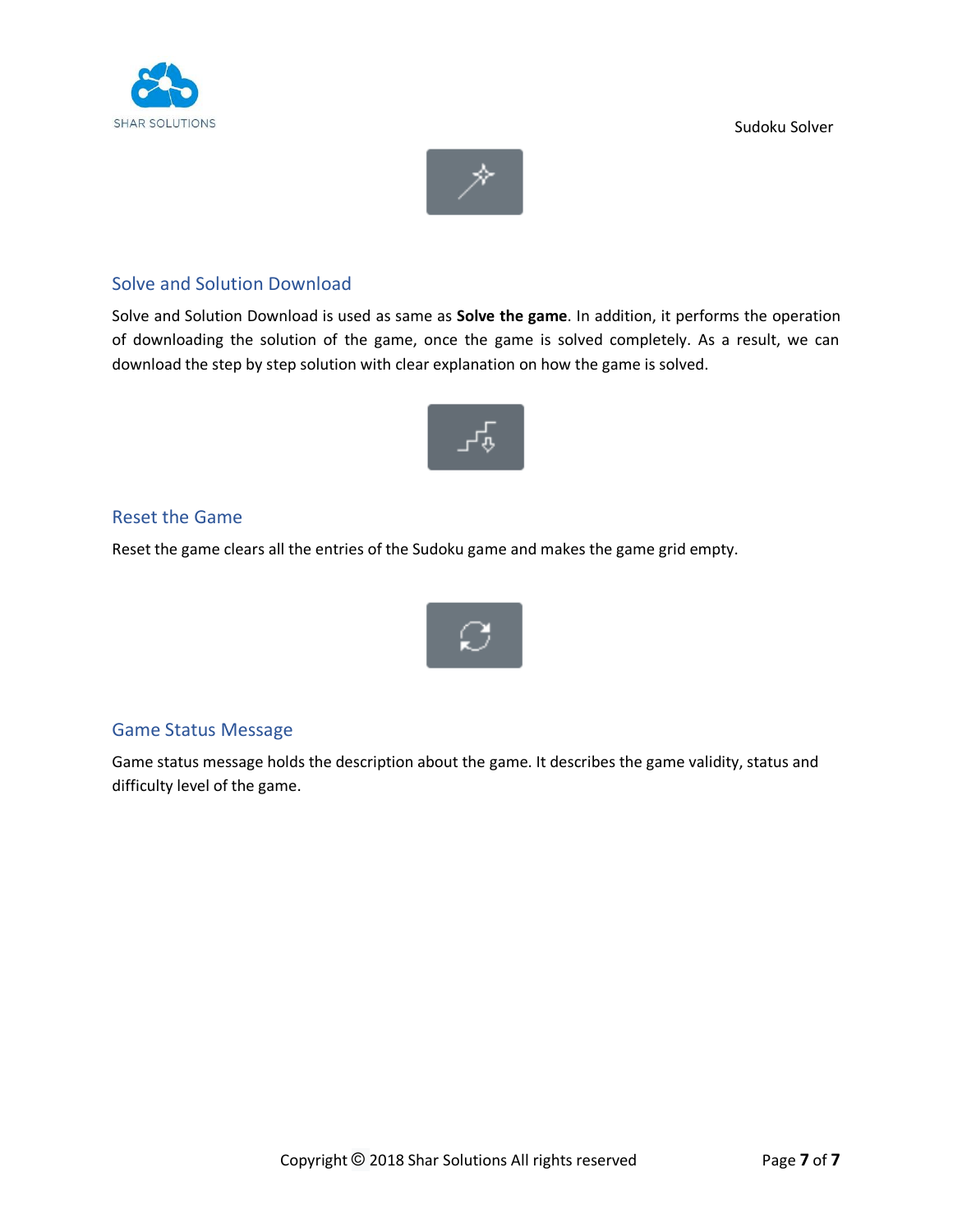## Solve and Solution Download

Solve and Solution Download is used as same as **Solve the game**. In addition, it performs the operation of downloading the solution of the game, once the game is solved completely. As a result, we can download the step by step solution with clear explanation on how the game is solved.

## Reset the Game

Reset the game clears all the entries of the Sudoku game and makes the game grid empty.

## Game Status Message

Game status message holds the description about the game. It describes the game validity, status and difficulty level of the game.